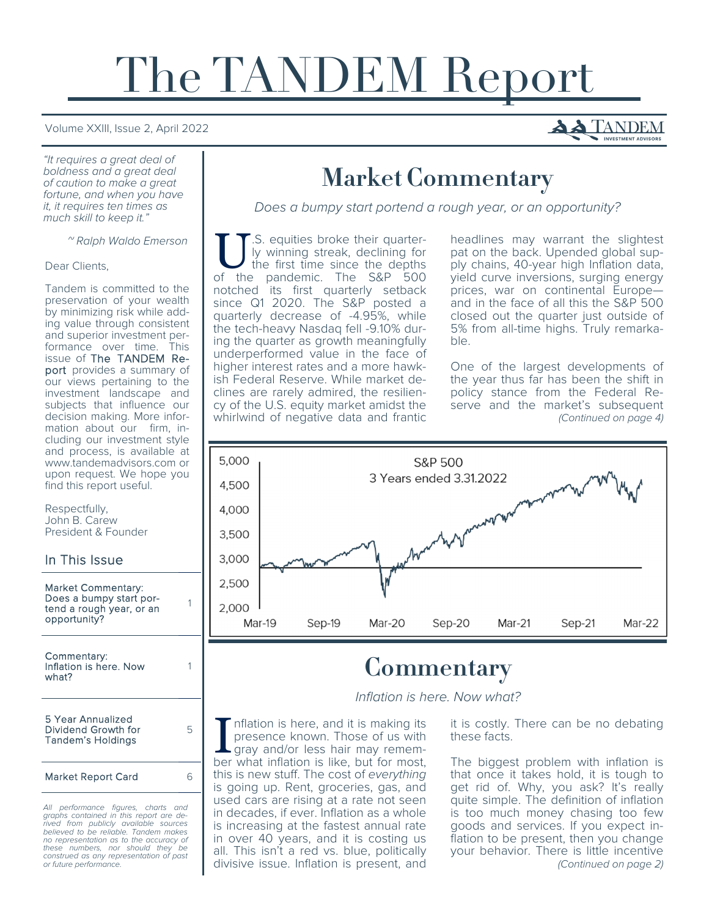# The TANDEM Report

Volume XXIII, Issue 2, April 2022

*"It requires a great deal of boldness and a great deal of caution to make a great fortune, and when you have it, it requires ten times as much skill to keep it."*

*~ Ralph Waldo Emerson*

Dear Clients,

Tandem is committed to the preservation of your wealth by minimizing risk while adding value through consistent and superior investment performance over time. This issue of The TANDEM Report provides a summary of our views pertaining to the investment landscape and subjects that influence our decision making. More information about our firm, including our investment style and process, is available at www.tandemadvisors.com or upon request. We hope you find this report useful.

Respectfully,
John B. Carew
President & Founder

## In This Issue

| | |
|---|---|
| Market Commentary: Does a bumpy start portend a rough year, or an opportunity? | 1 |
| Commentary: Inflation is here. Now what? | 1 |
| 5 Year Annualized Dividend Growth for Tandem's Holdings | 5 |
| Market Report Card | 6 |

*All performance figures, charts and graphs contained in this report are derived from publicly available sources believed to be reliable. Tandem makes no representation as to the accuracy of these numbers, nor should they be construed as any representation of past or future performance.*

## Market Commentary

*Does a bumpy start portend a rough year, or an opportunity?*

U.S. equities broke their quarterly winning streak, declining for the first time since the depths of the pandemic. The S&P 500 notched its first quarterly setback since Q1 2020. The S&P posted a quarterly decrease of -4.95%, while the tech-heavy Nasdaq fell -9.10% during the quarter as growth meaningfully underperformed value in the face of higher interest rates and a more hawkish Federal Reserve. While market declines are rarely admired, the resiliency of the U.S. equity market amidst the whirlwind of negative data and frantic headlines may warrant the slightest pat on the back. Upended global supply chains, 40-year high Inflation data, yield curve inversions, surging energy prices, war on continental Europe—and in the face of all this the S&P 500 closed out the quarter just outside of 5% from all-time highs. Truly remarkable.

One of the largest developments of the year thus far has been the shift in policy stance from the Federal Reserve and the market's subsequent *(Continued on page 4)*

S&P 500
3 Years ended 3.31.2022

## Commentary

*Inflation is here. Now what?*

Inflation is here, and it is making its presence known. Those of us with gray and/or less hair may remember what inflation is like, but for most, this is new stuff. The cost of *everything* is going up. Rent, groceries, gas, and used cars are rising at a rate not seen in decades, if ever. Inflation as a whole is increasing at the fastest annual rate in over 40 years, and it is costing us all. This isn't a red vs. blue, politically divisive issue. Inflation is present, and it is costly. There can be no debating these facts.

The biggest problem with inflation is that once it takes hold, it is tough to get rid of. Why, you ask? It's really quite simple. The definition of inflation is too much money chasing too few goods and services. If you expect inflation to be present, then you change your behavior. There is little incentive *(Continued on page 2)*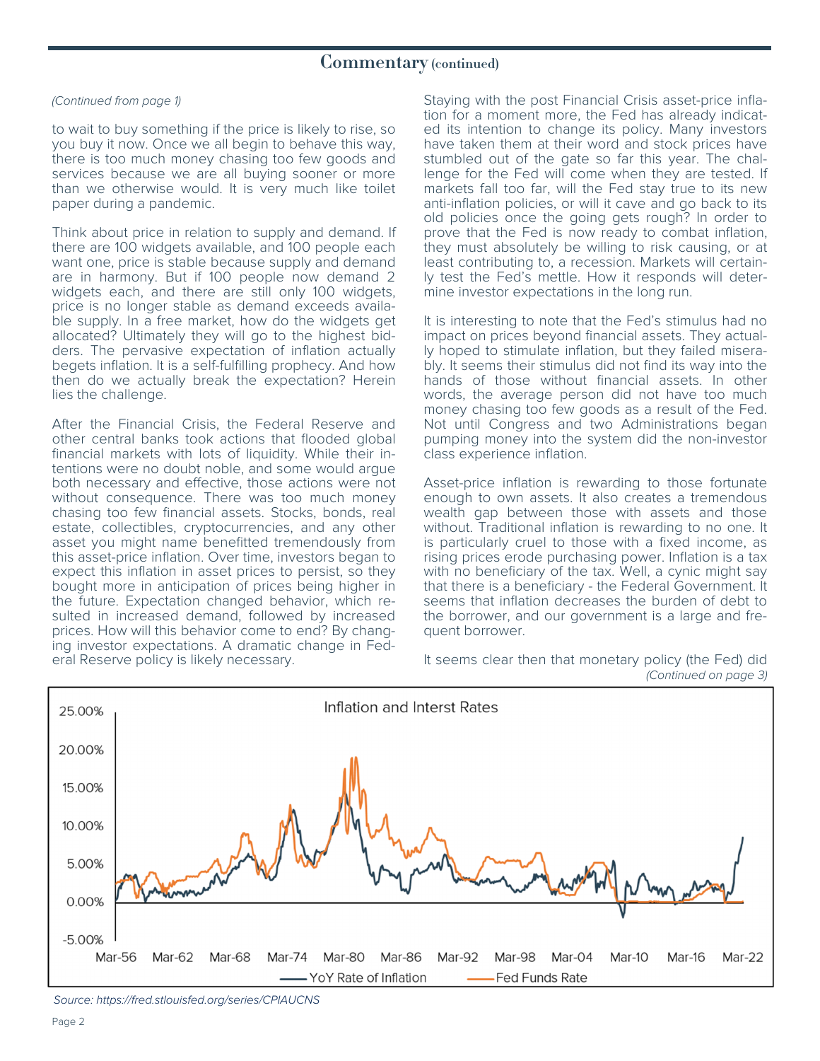## Commentary (continued)

*(Continued from page 1)*

to wait to buy something if the price is likely to rise, so you buy it now. Once we all begin to behave this way, there is too much money chasing too few goods and services because we are all buying sooner or more than we otherwise would. It is very much like toilet paper during a pandemic.

Think about price in relation to supply and demand. If there are 100 widgets available, and 100 people each want one, price is stable because supply and demand are in harmony. But if 100 people now demand 2 widgets each, and there are still only 100 widgets, price is no longer stable as demand exceeds available supply. In a free market, how do the widgets get allocated? Ultimately they will go to the highest bidders. The pervasive expectation of inflation actually begets inflation. It is a self-fulfilling prophecy. And how then do we actually break the expectation? Herein lies the challenge.

After the Financial Crisis, the Federal Reserve and other central banks took actions that flooded global financial markets with lots of liquidity. While their intentions were no doubt noble, and some would argue both necessary and effective, those actions were not without consequence. There was too much money chasing too few financial assets. Stocks, bonds, real estate, collectibles, cryptocurrencies, and any other asset you might name benefitted tremendously from this asset-price inflation. Over time, investors began to expect this inflation in asset prices to persist, so they bought more in anticipation of prices being higher in the future. Expectation changed behavior, which resulted in increased demand, followed by increased prices. How will this behavior come to end? By changing investor expectations. A dramatic change in Federal Reserve policy is likely necessary.

Staying with the post Financial Crisis asset-price inflation for a moment more, the Fed has already indicated its intention to change its policy. Many investors have taken them at their word and stock prices have stumbled out of the gate so far this year. The challenge for the Fed will come when they are tested. If markets fall too far, will the Fed stay true to its new anti-inflation policies, or will it cave and go back to its old policies once the going gets rough? In order to prove that the Fed is now ready to combat inflation, they must absolutely be willing to risk causing, or at least contributing to, a recession. Markets will certainly test the Fed's mettle. How it responds will determine investor expectations in the long run.

It is interesting to note that the Fed's stimulus had no impact on prices beyond financial assets. They actually hoped to stimulate inflation, but they failed miserably. It seems their stimulus did not find its way into the hands of those without financial assets. In other words, the average person did not have too much money chasing too few goods as a result of the Fed. Not until Congress and two Administrations began pumping money into the system did the non-investor class experience inflation.

Asset-price inflation is rewarding to those fortunate enough to own assets. It also creates a tremendous wealth gap between those with assets and those without. Traditional inflation is rewarding to no one. It is particularly cruel to those with a fixed income, as rising prices erode purchasing power. Inflation is a tax with no beneficiary of the tax. Well, a cynic might say that there is a beneficiary - the Federal Government. It seems that inflation decreases the burden of debt to the borrower, and our government is a large and frequent borrower.

It seems clear then that monetary policy (the Fed) did

*(Continued on page 3)*

Inflation and Interst Rates

Source: https://fred.stlouisfed.org/series/CPIAUCNS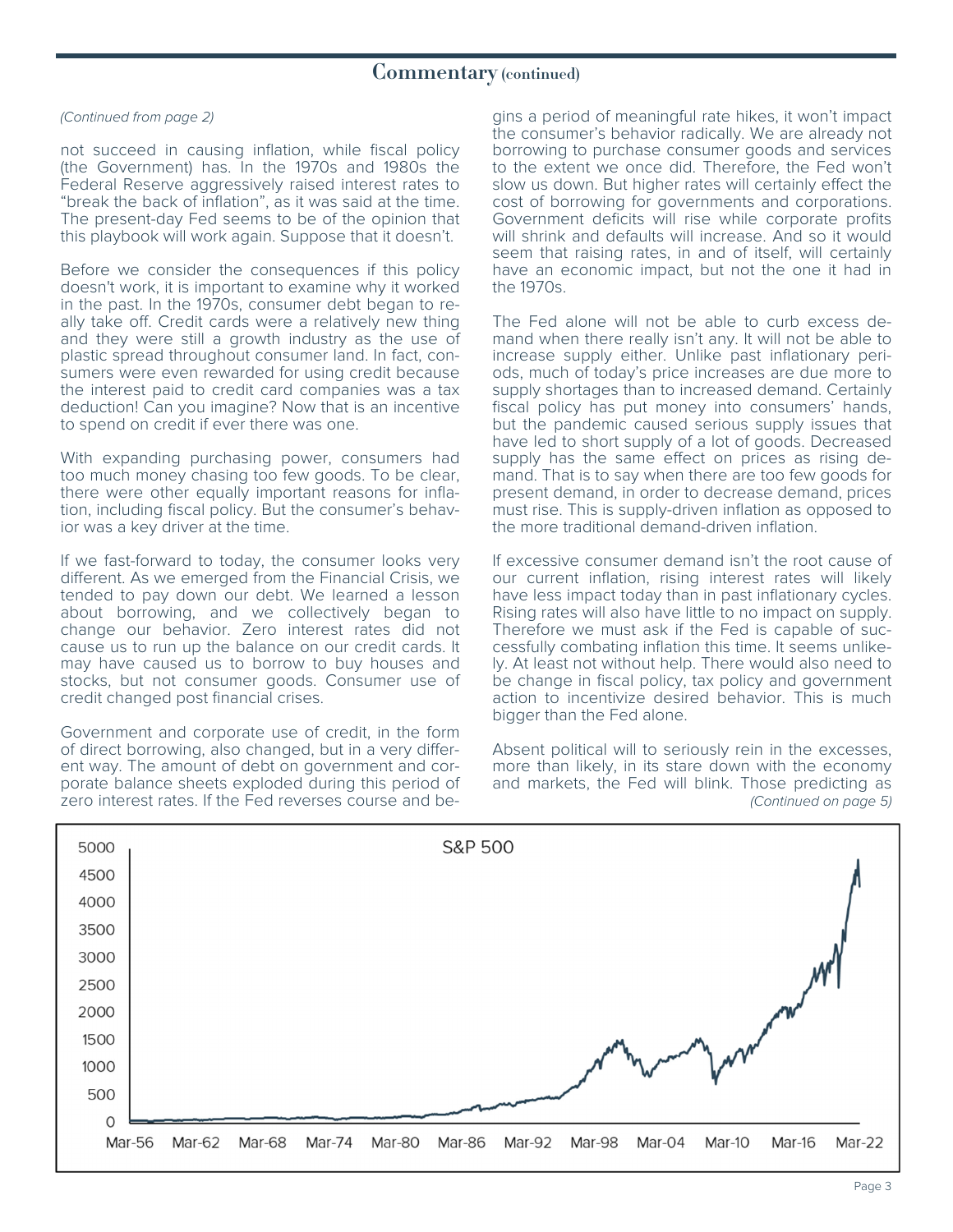## Commentary (continued)

*(Continued from page 2)*

not succeed in causing inflation, while fiscal policy (the Government) has. In the 1970s and 1980s the Federal Reserve aggressively raised interest rates to "break the back of inflation", as it was said at the time. The present-day Fed seems to be of the opinion that this playbook will work again. Suppose that it doesn't.

Before we consider the consequences if this policy doesn't work, it is important to examine why it worked in the past. In the 1970s, consumer debt began to really take off. Credit cards were a relatively new thing and they were still a growth industry as the use of plastic spread throughout consumer land. In fact, consumers were even rewarded for using credit because the interest paid to credit card companies was a tax deduction! Can you imagine? Now that is an incentive to spend on credit if ever there was one.

With expanding purchasing power, consumers had too much money chasing too few goods. To be clear, there were other equally important reasons for inflation, including fiscal policy. But the consumer's behavior was a key driver at the time.

If we fast-forward to today, the consumer looks very different. As we emerged from the Financial Crisis, we tended to pay down our debt. We learned a lesson about borrowing, and we collectively began to change our behavior. Zero interest rates did not cause us to run up the balance on our credit cards. It may have caused us to borrow to buy houses and stocks, but not consumer goods. Consumer use of credit changed post financial crises.

Government and corporate use of credit, in the form of direct borrowing, also changed, but in a very different way. The amount of debt on government and corporate balance sheets exploded during this period of zero interest rates. If the Fed reverses course and begins a period of meaningful rate hikes, it won't impact the consumer's behavior radically. We are already not borrowing to purchase consumer goods and services to the extent we once did. Therefore, the Fed won't slow us down. But higher rates will certainly effect the cost of borrowing for governments and corporations. Government deficits will rise while corporate profits will shrink and defaults will increase. And so it would seem that raising rates, in and of itself, will certainly have an economic impact, but not the one it had in the 1970s.

The Fed alone will not be able to curb excess demand when there really isn't any. It will not be able to increase supply either. Unlike past inflationary periods, much of today's price increases are due more to supply shortages than to increased demand. Certainly fiscal policy has put money into consumers' hands, but the pandemic caused serious supply issues that have led to short supply of a lot of goods. Decreased supply has the same effect on prices as rising demand. That is to say when there are too few goods for present demand, in order to decrease demand, prices must rise. This is supply-driven inflation as opposed to the more traditional demand-driven inflation.

If excessive consumer demand isn't the root cause of our current inflation, rising interest rates will likely have less impact today than in past inflationary cycles. Rising rates will also have little to no impact on supply. Therefore we must ask if the Fed is capable of successfully combating inflation this time. It seems unlikely. At least not without help. There would also need to be change in fiscal policy, tax policy and government action to incentivize desired behavior. This is much bigger than the Fed alone.

Absent political will to seriously rein in the excesses, more than likely, in its stare down with the economy and markets, the Fed will blink. Those predicting as

*(Continued on page 5)*

S&P 500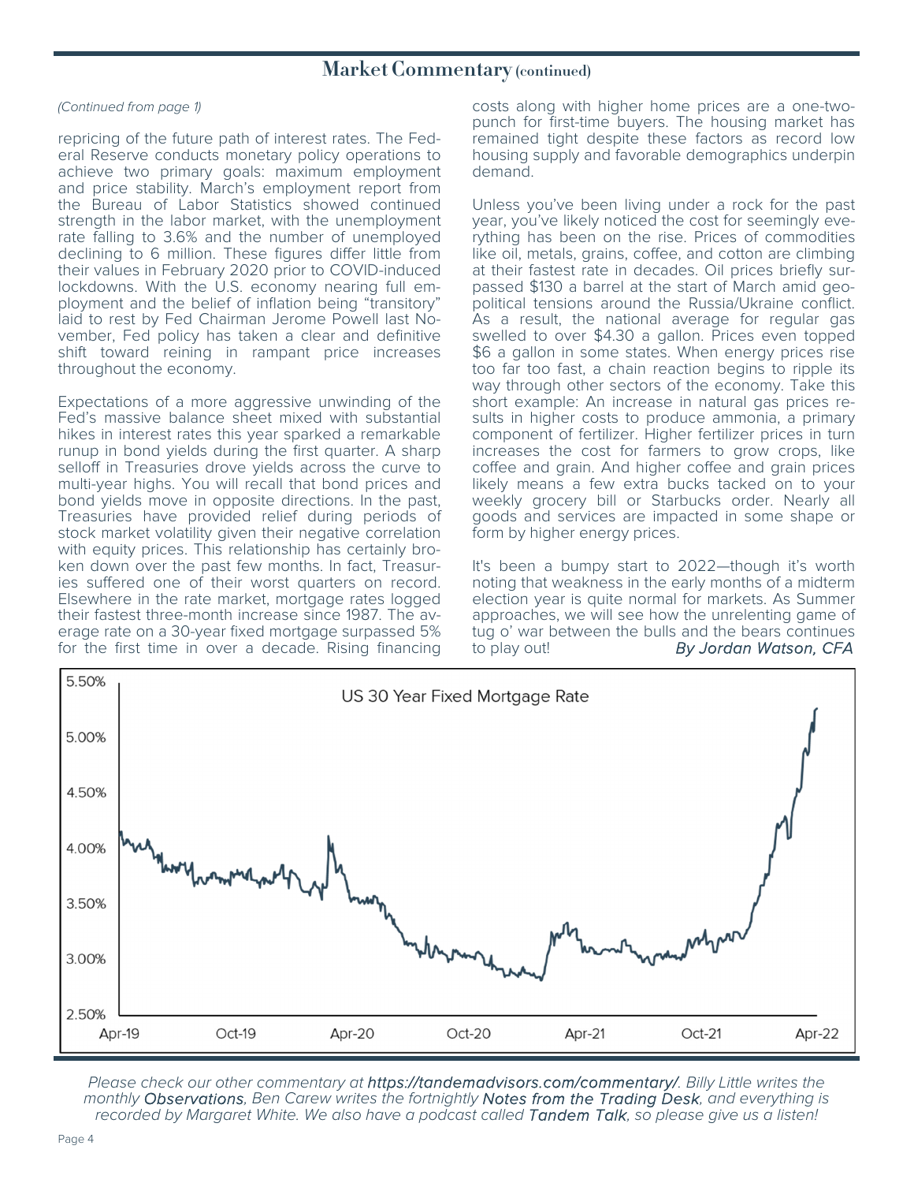## Market Commentary (continued)

*(Continued from page 1)*

repricing of the future path of interest rates. The Federal Reserve conducts monetary policy operations to achieve two primary goals: maximum employment and price stability. March's employment report from the Bureau of Labor Statistics showed continued strength in the labor market, with the unemployment rate falling to 3.6% and the number of unemployed declining to 6 million. These figures differ little from their values in February 2020 prior to COVID-induced lockdowns. With the U.S. economy nearing full employment and the belief of inflation being "transitory" laid to rest by Fed Chairman Jerome Powell last November, Fed policy has taken a clear and definitive shift toward reining in rampant price increases throughout the economy.

Expectations of a more aggressive unwinding of the Fed's massive balance sheet mixed with substantial hikes in interest rates this year sparked a remarkable runup in bond yields during the first quarter. A sharp selloff in Treasuries drove yields across the curve to multi-year highs. You will recall that bond prices and bond yields move in opposite directions. In the past, Treasuries have provided relief during periods of stock market volatility given their negative correlation with equity prices. This relationship has certainly broken down over the past few months. In fact, Treasuries suffered one of their worst quarters on record. Elsewhere in the rate market, mortgage rates logged their fastest three-month increase since 1987. The average rate on a 30-year fixed mortgage surpassed 5% for the first time in over a decade. Rising financing costs along with higher home prices are a one-two-punch for first-time buyers. The housing market has remained tight despite these factors as record low housing supply and favorable demographics underpin demand.

Unless you've been living under a rock for the past year, you've likely noticed the cost for seemingly everything has been on the rise. Prices of commodities like oil, metals, grains, coffee, and cotton are climbing at their fastest rate in decades. Oil prices briefly surpassed $130 a barrel at the start of March amid geopolitical tensions around the Russia/Ukraine conflict. As a result, the national average for regular gas swelled to over $4.30 a gallon. Prices even topped $6 a gallon in some states. When energy prices rise too far too fast, a chain reaction begins to ripple its way through other sectors of the economy. Take this short example: An increase in natural gas prices results in higher costs to produce ammonia, a primary component of fertilizer. Higher fertilizer prices in turn increases the cost for farmers to grow crops, like coffee and grain. And higher coffee and grain prices likely means a few extra bucks tacked on to your weekly grocery bill or Starbucks order. Nearly all goods and services are impacted in some shape or form by higher energy prices.

It's been a bumpy start to 2022—though it's worth noting that weakness in the early months of a midterm election year is quite normal for markets. As Summer approaches, we will see how the unrelenting game of tug o' war between the bulls and the bears continues to play out!

*By Jordan Watson, CFA*

US 30 Year Fixed Mortgage Rate

*Please check our other commentary at **https://tandemadvisors.com/commentary/**. Billy Little writes the monthly **Observations**, Ben Carew writes the fortnightly **Notes from the Trading Desk**, and everything is recorded by Margaret White. We also have a podcast called **Tandem Talk**, so please give us a listen!*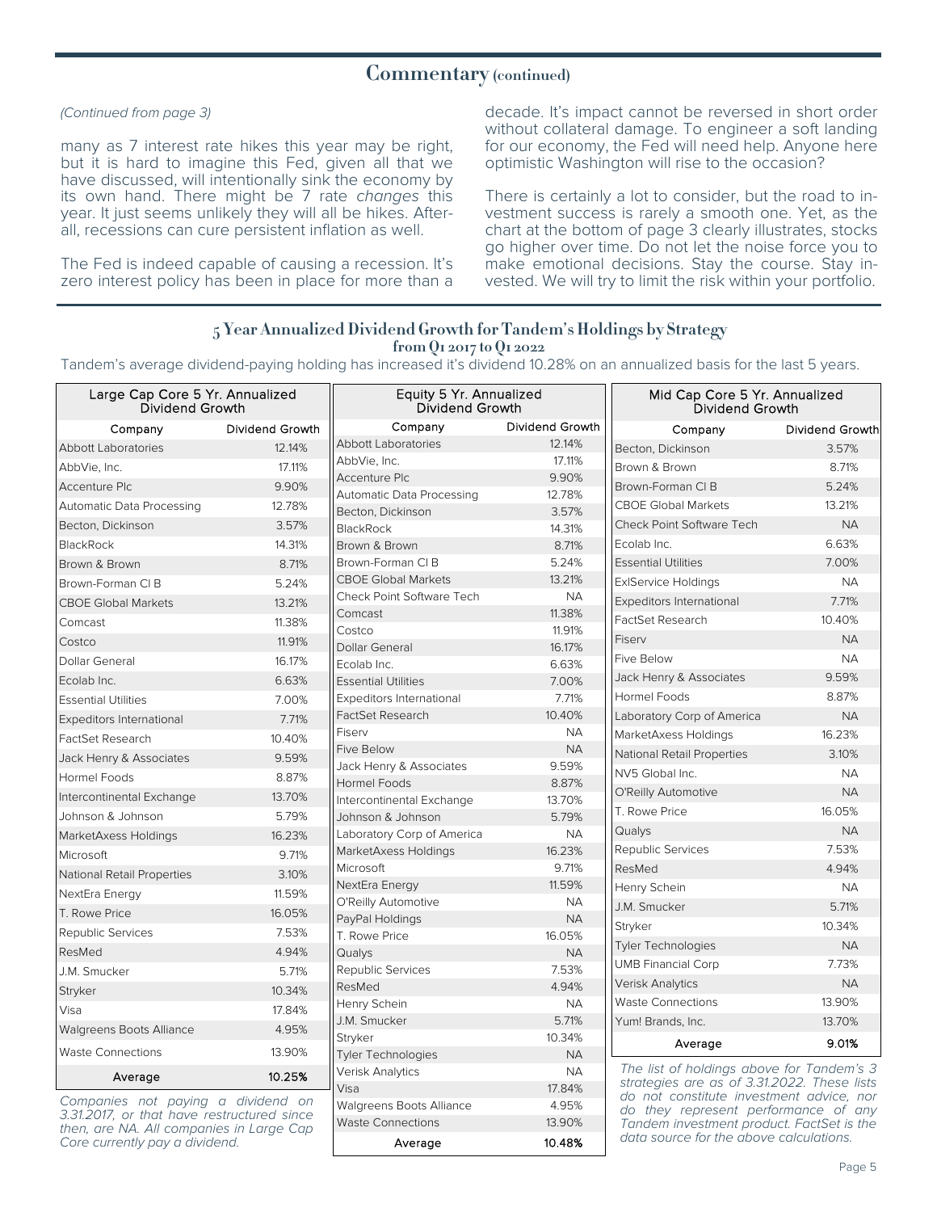## Commentary (continued)

*(Continued from page 3)*

many as 7 interest rate hikes this year may be right, but it is hard to imagine this Fed, given all that we have discussed, will intentionally sink the economy by its own hand. There might be 7 rate *changes* this year. It just seems unlikely they will all be hikes. After-all, recessions can cure persistent inflation as well.

The Fed is indeed capable of causing a recession. It's zero interest policy has been in place for more than a decade. It's impact cannot be reversed in short order without collateral damage. To engineer a soft landing for our economy, the Fed will need help. Anyone here optimistic Washington will rise to the occasion?

There is certainly a lot to consider, but the road to investment success is rarely a smooth one. Yet, as the chart at the bottom of page 3 clearly illustrates, stocks go higher over time. Do not let the noise force you to make emotional decisions. Stay the course. Stay invested. We will try to limit the risk within your portfolio.

### 5 Year Annualized Dividend Growth for Tandem's Holdings by Strategy from Q1 2017 to Q1 2022

Tandem's average dividend-paying holding has increased it's dividend 10.28% on an annualized basis for the last 5 years.

**Large Cap Core 5 Yr. Annualized Dividend Growth**

| Company | Dividend Growth |
|---|---|
| Abbott Laboratories | 12.14% |
| AbbVie, Inc. | 17.11% |
| Accenture Plc | 9.90% |
| Automatic Data Processing | 12.78% |
| Becton, Dickinson | 3.57% |
| BlackRock | 14.31% |
| Brown & Brown | 8.71% |
| Brown-Forman Cl B | 5.24% |
| CBOE Global Markets | 13.21% |
| Comcast | 11.38% |
| Costco | 11.91% |
| Dollar General | 16.17% |
| Ecolab Inc. | 6.63% |
| Essential Utilities | 7.00% |
| Expeditors International | 7.71% |
| FactSet Research | 10.40% |
| Jack Henry & Associates | 9.59% |
| Hormel Foods | 8.87% |
| Intercontinental Exchange | 13.70% |
| Johnson & Johnson | 5.79% |
| MarketAxess Holdings | 16.23% |
| Microsoft | 9.71% |
| National Retail Properties | 3.10% |
| NextEra Energy | 11.59% |
| T. Rowe Price | 16.05% |
| Republic Services | 7.53% |
| ResMed | 4.94% |
| J.M. Smucker | 5.71% |
| Stryker | 10.34% |
| Visa | 17.84% |
| Walgreens Boots Alliance | 4.95% |
| Waste Connections | 13.90% |
| **Average** | **10.25%** |

*Companies not paying a dividend on 3.31.2017, or that have restructured since then, are NA. All companies in Large Cap Core currently pay a dividend.*

**Equity 5 Yr. Annualized Dividend Growth**

| Company | Dividend Growth |
|---|---|
| Abbott Laboratories | 12.14% |
| AbbVie, Inc. | 17.11% |
| Accenture Plc | 9.90% |
| Automatic Data Processing | 12.78% |
| Becton, Dickinson | 3.57% |
| BlackRock | 14.31% |
| Brown & Brown | 8.71% |
| Brown-Forman Cl B | 5.24% |
| CBOE Global Markets | 13.21% |
| Check Point Software Tech | NA |
| Comcast | 11.38% |
| Costco | 11.91% |
| Dollar General | 16.17% |
| Ecolab Inc. | 6.63% |
| Essential Utilities | 7.00% |
| Expeditors International | 7.71% |
| FactSet Research | 10.40% |
| Fiserv | NA |
| Five Below | NA |
| Jack Henry & Associates | 9.59% |
| Hormel Foods | 8.87% |
| Intercontinental Exchange | 13.70% |
| Johnson & Johnson | 5.79% |
| Laboratory Corp of America | NA |
| MarketAxess Holdings | 16.23% |
| Microsoft | 9.71% |
| NextEra Energy | 11.59% |
| O'Reilly Automotive | NA |
| PayPal Holdings | NA |
| T. Rowe Price | 16.05% |
| Qualys | NA |
| Republic Services | 7.53% |
| ResMed | 4.94% |
| Henry Schein | NA |
| J.M. Smucker | 5.71% |
| Stryker | 10.34% |
| Tyler Technologies | NA |
| Verisk Analytics | NA |
| Visa | 17.84% |
| Walgreens Boots Alliance | 4.95% |
| Waste Connections | 13.90% |
| **Average** | **10.48%** |

**Mid Cap Core 5 Yr. Annualized Dividend Growth**

| Company | Dividend Growth |
|---|---|
| Becton, Dickinson | 3.57% |
| Brown & Brown | 8.71% |
| Brown-Forman Cl B | 5.24% |
| CBOE Global Markets | 13.21% |
| Check Point Software Tech | NA |
| Ecolab Inc. | 6.63% |
| Essential Utilities | 7.00% |
| ExlService Holdings | NA |
| Expeditors International | 7.71% |
| FactSet Research | 10.40% |
| Fiserv | NA |
| Five Below | NA |
| Jack Henry & Associates | 9.59% |
| Hormel Foods | 8.87% |
| Laboratory Corp of America | NA |
| MarketAxess Holdings | 16.23% |
| National Retail Properties | 3.10% |
| NV5 Global Inc. | NA |
| O'Reilly Automotive | NA |
| T. Rowe Price | 16.05% |
| Qualys | NA |
| Republic Services | 7.53% |
| ResMed | 4.94% |
| Henry Schein | NA |
| J.M. Smucker | 5.71% |
| Stryker | 10.34% |
| Tyler Technologies | NA |
| UMB Financial Corp | 7.73% |
| Verisk Analytics | NA |
| Waste Connections | 13.90% |
| Yum! Brands, Inc. | 13.70% |
| **Average** | **9.01%** |

*The list of holdings above for Tandem's 3 strategies are as of 3.31.2022. These lists do not constitute investment advice, nor do they represent performance of any Tandem investment product. FactSet is the data source for the above calculations.*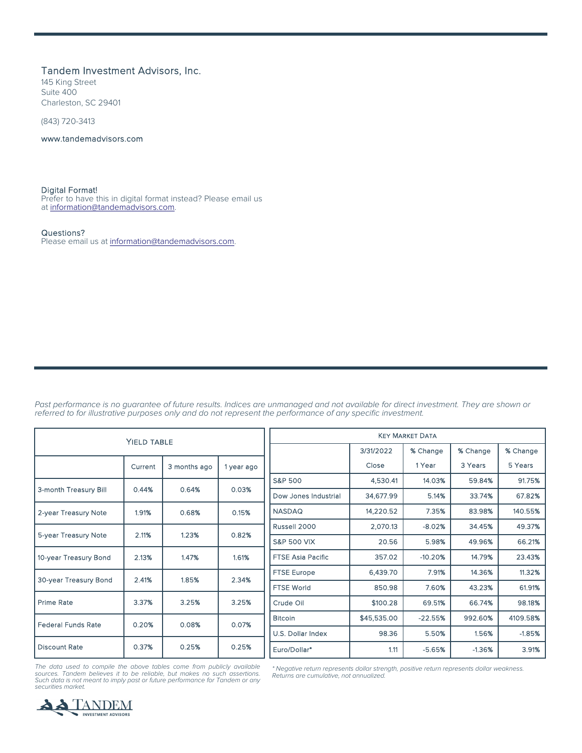Tandem Investment Advisors, Inc.
145 King Street
Suite 400
Charleston, SC 29401

(843) 720-3413

www.tandemadvisors.com

**Digital Format!**
Prefer to have this in digital format instead? Please email us at information@tandemadvisors.com.

**Questions?**
Please email us at information@tandemadvisors.com.

*Past performance is no guarantee of future results. Indices are unmanaged and not available for direct investment. They are shown or referred to for illustrative purposes only and do not represent the performance of any specific investment.*

| Yield Table | Current | 3 months ago | 1 year ago |
|---|---|---|---|
| 3-month Treasury Bill | 0.44% | 0.64% | 0.03% |
| 2-year Treasury Note | 1.91% | 0.68% | 0.15% |
| 5-year Treasury Note | 2.11% | 1.23% | 0.82% |
| 10-year Treasury Bond | 2.13% | 1.47% | 1.61% |
| 30-year Treasury Bond | 2.41% | 1.85% | 2.34% |
| Prime Rate | 3.37% | 3.25% | 3.25% |
| Federal Funds Rate | 0.20% | 0.08% | 0.07% |
| Discount Rate | 0.37% | 0.25% | 0.25% |

*The data used to compile the above tables come from publicly available sources. Tandem believes it to be reliable, but makes no such assertions. Such data is not meant to imply past or future performance for Tandem or any securities market.*

| Key Market Data | 3/31/2022 Close | % Change 1 Year | % Change 3 Years | % Change 5 Years |
|---|---|---|---|---|
| S&P 500 | 4,530.41 | 14.03% | 59.84% | 91.75% |
| Dow Jones Industrial | 34,677.99 | 5.14% | 33.74% | 67.82% |
| NASDAQ | 14,220.52 | 7.35% | 83.98% | 140.55% |
| Russell 2000 | 2,070.13 | -8.02% | 34.45% | 49.37% |
| S&P 500 VIX | 20.56 | 5.98% | 49.96% | 66.21% |
| FTSE Asia Pacific | 357.02 | -10.20% | 14.79% | 23.43% |
| FTSE Europe | 6,439.70 | 7.91% | 14.36% | 11.32% |
| FTSE World | 850.98 | 7.60% | 43.23% | 61.91% |
| Crude Oil | $100.28 | 69.51% | 66.74% | 98.18% |
| Bitcoin | $45,535.00 | -22.55% | 992.60% | 4109.58% |
| U.S. Dollar Index | 98.36 | 5.50% | 1.56% | -1.85% |
| Euro/Dollar* | 1.11 | -5.65% | -1.36% | 3.91% |

*\* Negative return represents dollar strength, positive return represents dollar weakness. Returns are cumulative, not annualized.*

TANDEM INVESTMENT ADVISORS